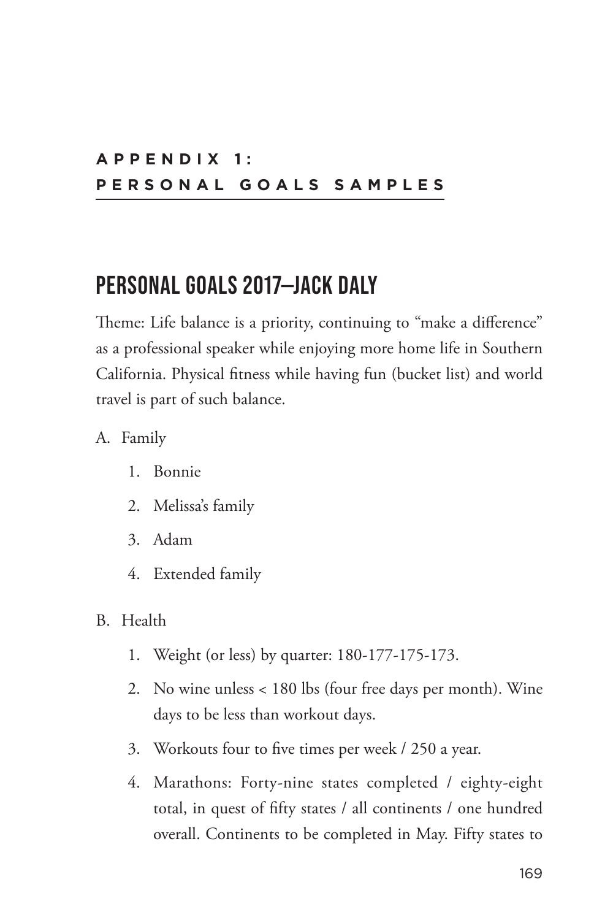# APPENDIX 1: PERSONAL GOALS SAMPLES

## PERSONAL GOALS 2017—JACK DALY

Theme: Life balance is a priority, continuing to "make a difference" as a professional speaker while enjoying more home life in Southern California. Physical fitness while having fun (bucket list) and world travel is part of such balance.

A. Family

1. Bonnie
2. Melissa's family
3. Adam
4. Extended family

B. Health

1. Weight (or less) by quarter: 180-177-175-173.
2. No wine unless < 180 lbs (four free days per month). Wine days to be less than workout days.
3. Workouts four to five times per week / 250 a year.
4. Marathons: Forty-nine states completed / eighty-eight total, in quest of fifty states / all continents / one hundred overall. Continents to be completed in May. Fifty states to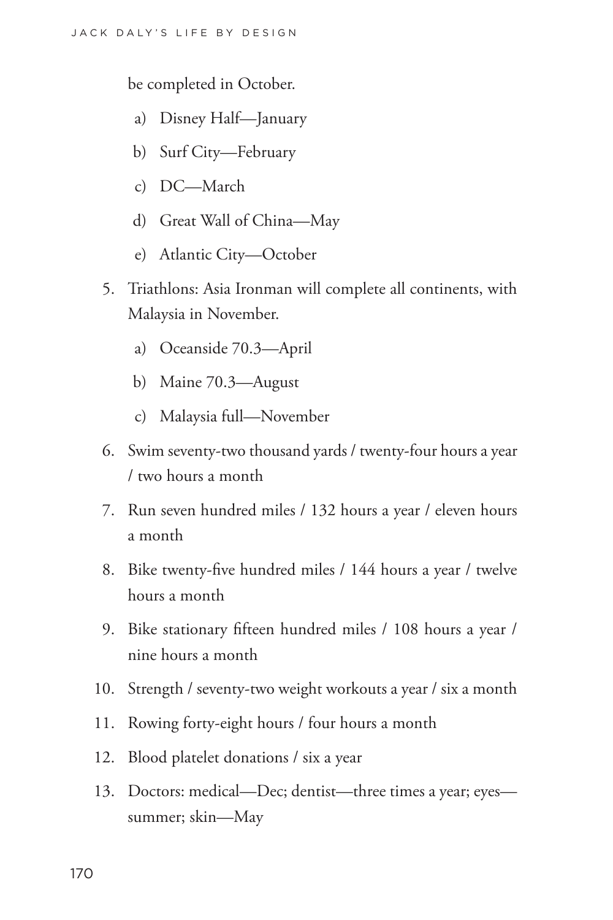be completed in October.

  a) Disney Half—January
  b) Surf City—February
  c) DC—March
  d) Great Wall of China—May
  e) Atlantic City—October

5. Triathlons: Asia Ironman will complete all continents, with Malaysia in November.
   a) Oceanside 70.3—April
   b) Maine 70.3—August
   c) Malaysia full—November
6. Swim seventy-two thousand yards / twenty-four hours a year / two hours a month
7. Run seven hundred miles / 132 hours a year / eleven hours a month
8. Bike twenty-five hundred miles / 144 hours a year / twelve hours a month
9. Bike stationary fifteen hundred miles / 108 hours a year / nine hours a month
10. Strength / seventy-two weight workouts a year / six a month
11. Rowing forty-eight hours / four hours a month
12. Blood platelet donations / six a year
13. Doctors: medical—Dec; dentist—three times a year; eyes—summer; skin—May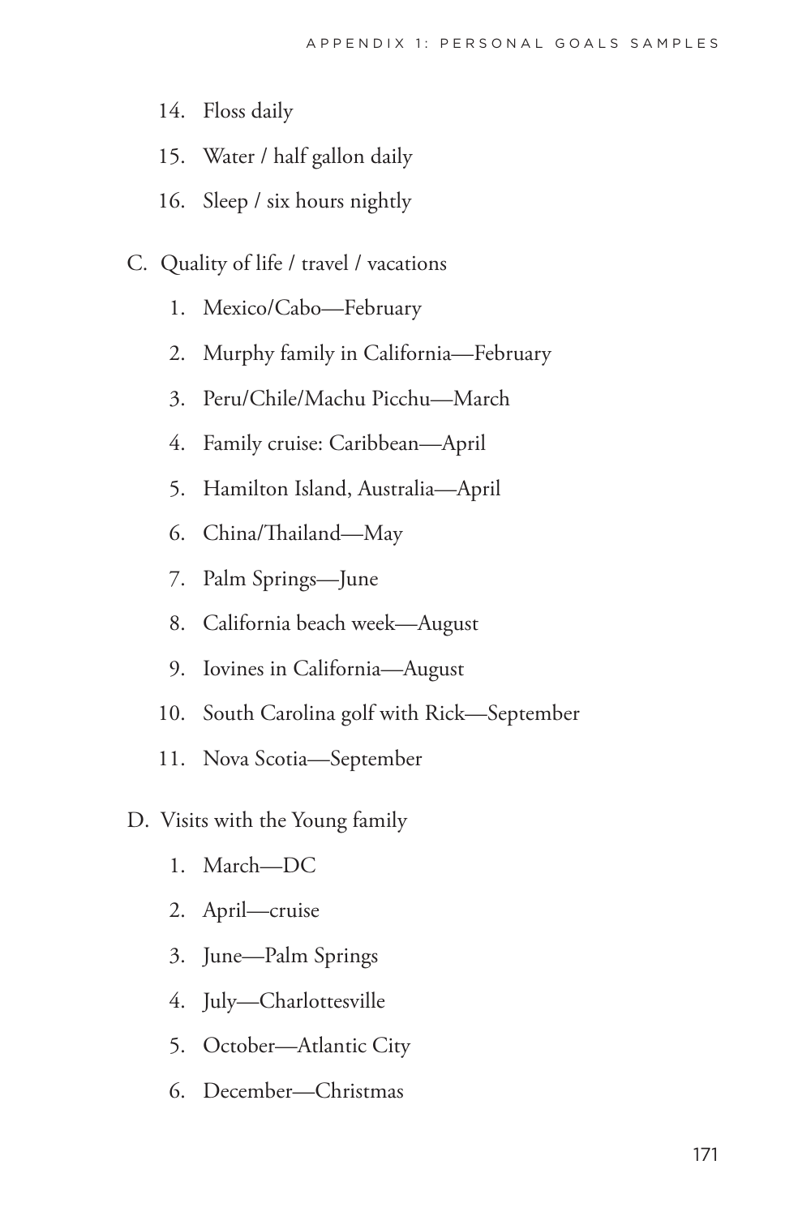14. Floss daily
15. Water / half gallon daily
16. Sleep / six hours nightly

C. Quality of life / travel / vacations

1. Mexico/Cabo—February
2. Murphy family in California—February
3. Peru/Chile/Machu Picchu—March
4. Family cruise: Caribbean—April
5. Hamilton Island, Australia—April
6. China/Thailand—May
7. Palm Springs—June
8. California beach week—August
9. Iovines in California—August
10. South Carolina golf with Rick—September
11. Nova Scotia—September

D. Visits with the Young family

1. March—DC
2. April—cruise
3. June—Palm Springs
4. July—Charlottesville
5. October—Atlantic City
6. December—Christmas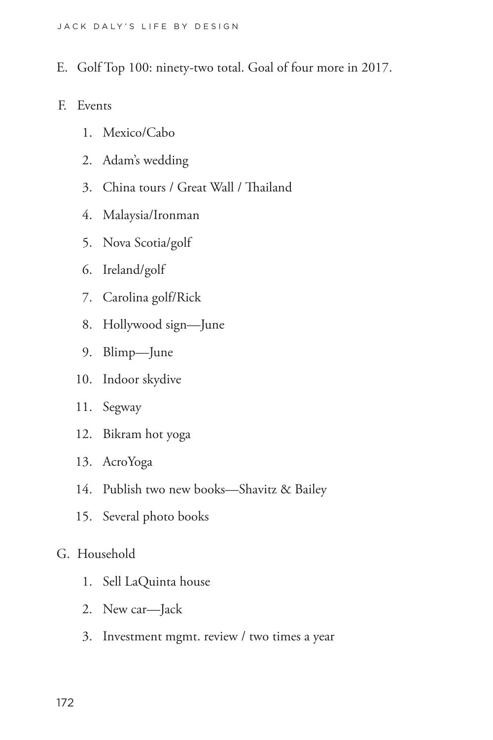E. Golf Top 100: ninety-two total. Goal of four more in 2017.

F. Events

   1. Mexico/Cabo
   2. Adam's wedding
   3. China tours / Great Wall / Thailand
   4. Malaysia/Ironman
   5. Nova Scotia/golf
   6. Ireland/golf
   7. Carolina golf/Rick
   8. Hollywood sign—June
   9. Blimp—June
   10. Indoor skydive
   11. Segway
   12. Bikram hot yoga
   13. AcroYoga
   14. Publish two new books—Shavitz & Bailey
   15. Several photo books

G. Household

   1. Sell LaQuinta house
   2. New car—Jack
   3. Investment mgmt. review / two times a year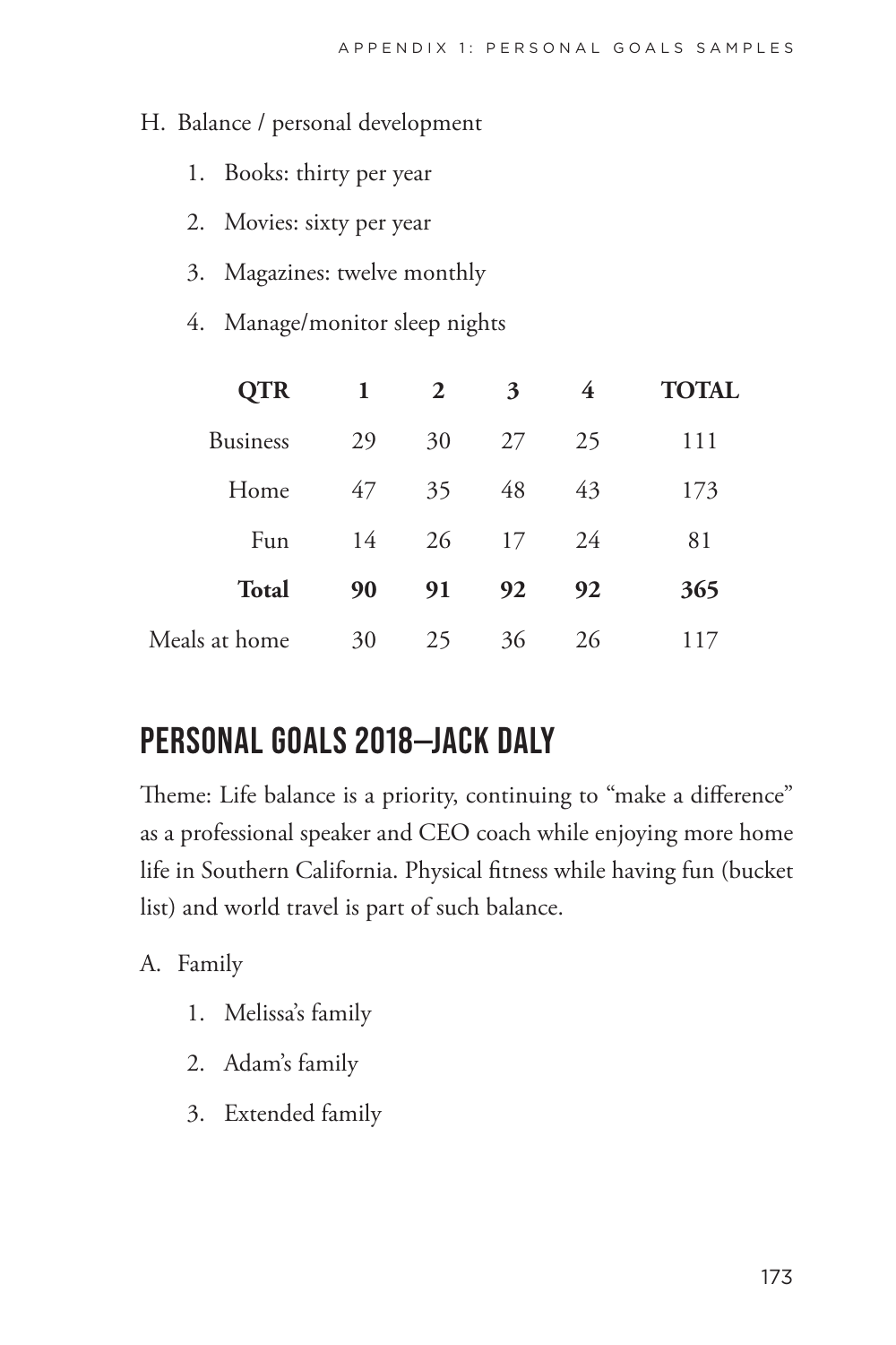H. Balance / personal development

   1. Books: thirty per year
   2. Movies: sixty per year
   3. Magazines: twelve monthly
   4. Manage/monitor sleep nights

| QTR | 1 | 2 | 3 | 4 | TOTAL |
| --- | --- | --- | --- | --- | --- |
| Business | 29 | 30 | 27 | 25 | 111 |
| Home | 47 | 35 | 48 | 43 | 173 |
| Fun | 14 | 26 | 17 | 24 | 81 |
| **Total** | **90** | **91** | **92** | **92** | **365** |
| Meals at home | 30 | 25 | 36 | 26 | 117 |

## PERSONAL GOALS 2018—JACK DALY

Theme: Life balance is a priority, continuing to "make a difference" as a professional speaker and CEO coach while enjoying more home life in Southern California. Physical fitness while having fun (bucket list) and world travel is part of such balance.

A. Family

   1. Melissa's family
   2. Adam's family
   3. Extended family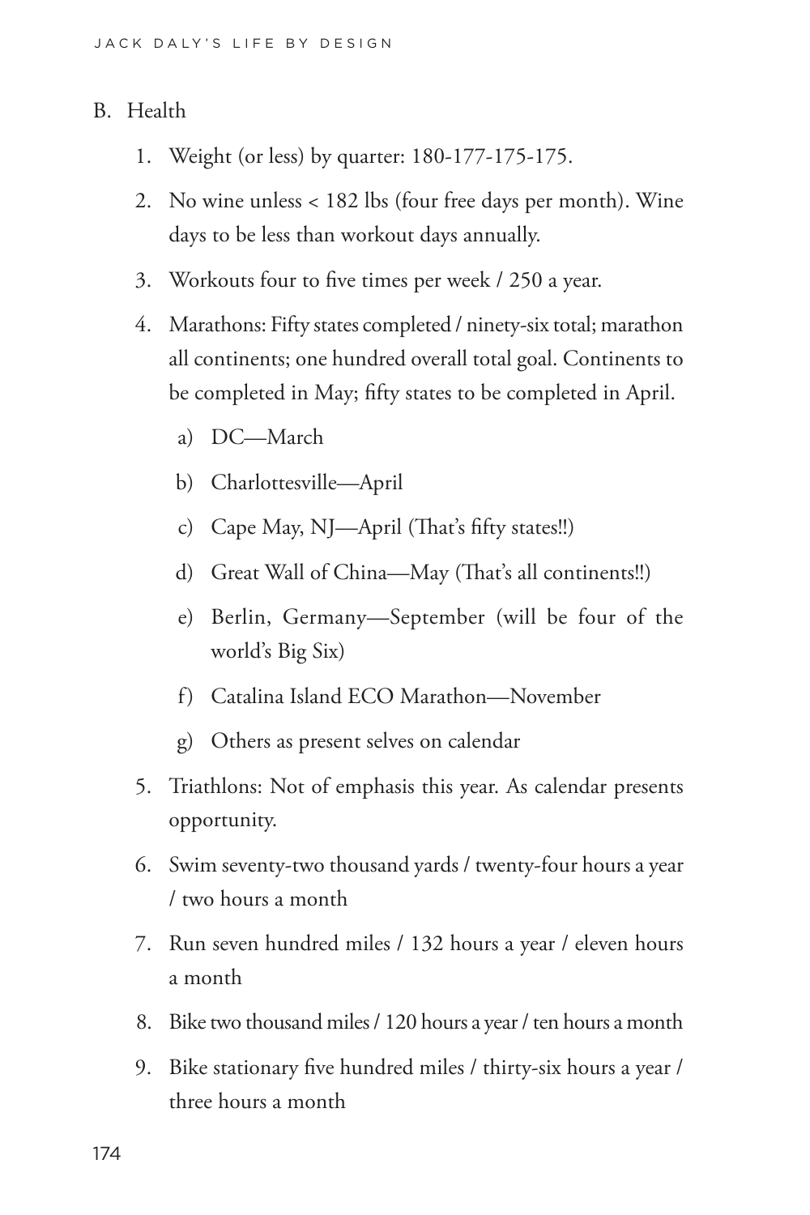B. Health

1. Weight (or less) by quarter: 180-177-175-175.
2. No wine unless < 182 lbs (four free days per month). Wine days to be less than workout days annually.
3. Workouts four to five times per week / 250 a year.
4. Marathons: Fifty states completed / ninety-six total; marathon all continents; one hundred overall total goal. Continents to be completed in May; fifty states to be completed in April.
   a) DC—March
   b) Charlottesville—April
   c) Cape May, NJ—April (That's fifty states!!)
   d) Great Wall of China—May (That's all continents!!)
   e) Berlin, Germany—September (will be four of the world's Big Six)
   f) Catalina Island ECO Marathon—November
   g) Others as present selves on calendar
5. Triathlons: Not of emphasis this year. As calendar presents opportunity.
6. Swim seventy-two thousand yards / twenty-four hours a year / two hours a month
7. Run seven hundred miles / 132 hours a year / eleven hours a month
8. Bike two thousand miles / 120 hours a year / ten hours a month
9. Bike stationary five hundred miles / thirty-six hours a year / three hours a month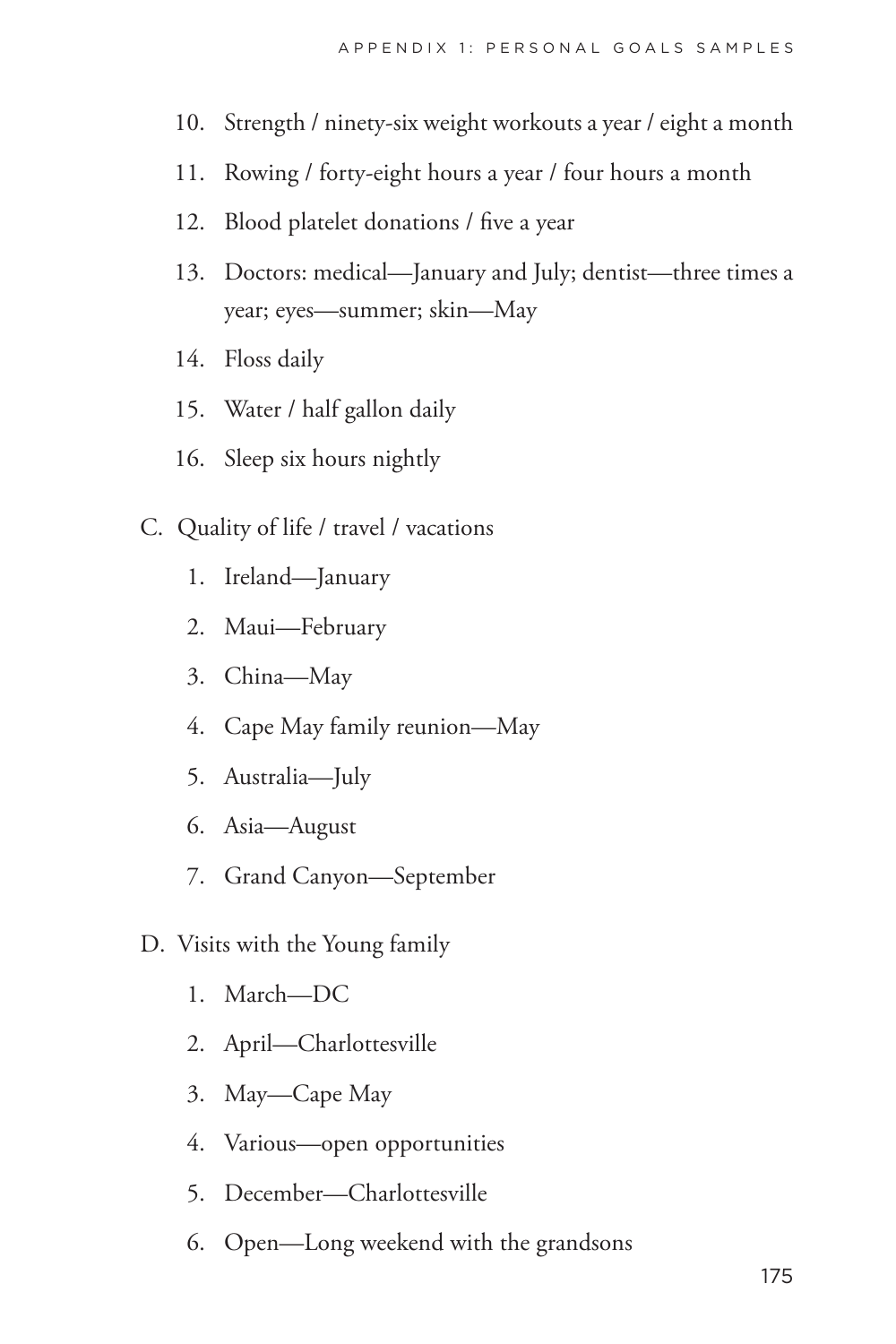10. Strength / ninety-six weight workouts a year / eight a month
11. Rowing / forty-eight hours a year / four hours a month
12. Blood platelet donations / five a year
13. Doctors: medical—January and July; dentist—three times a year; eyes—summer; skin—May
14. Floss daily
15. Water / half gallon daily
16. Sleep six hours nightly

C. Quality of life / travel / vacations

1. Ireland—January
2. Maui—February
3. China—May
4. Cape May family reunion—May
5. Australia—July
6. Asia—August
7. Grand Canyon—September

D. Visits with the Young family

1. March—DC
2. April—Charlottesville
3. May—Cape May
4. Various—open opportunities
5. December—Charlottesville
6. Open—Long weekend with the grandsons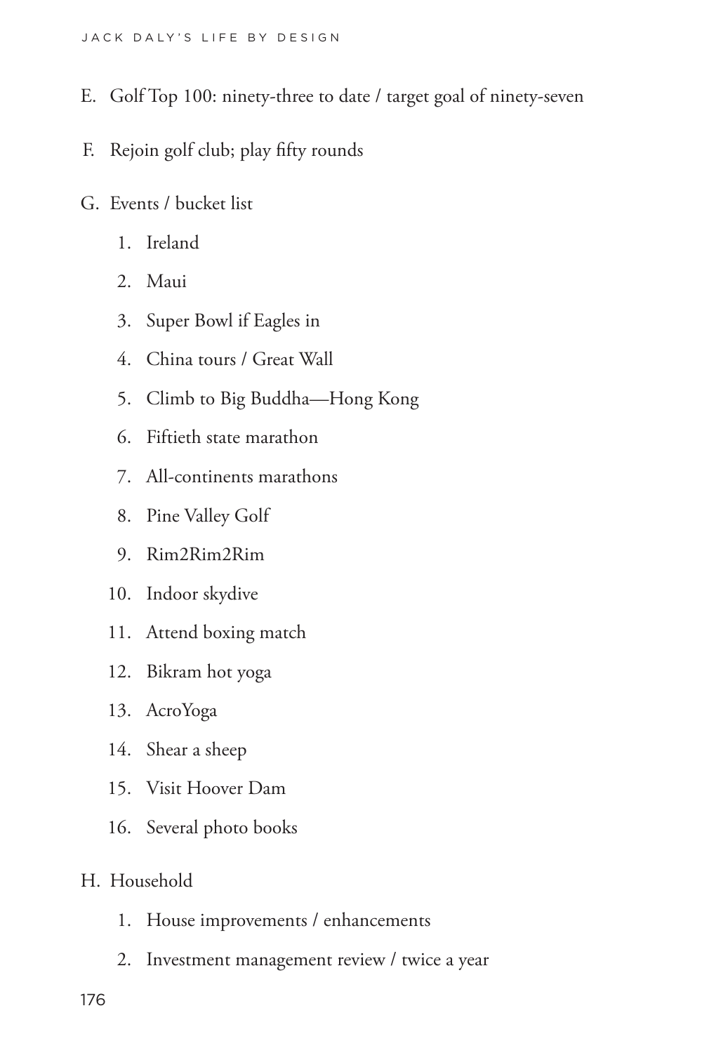E. Golf Top 100: ninety-three to date / target goal of ninety-seven

F. Rejoin golf club; play fifty rounds

G. Events / bucket list

   1. Ireland
   2. Maui
   3. Super Bowl if Eagles in
   4. China tours / Great Wall
   5. Climb to Big Buddha—Hong Kong
   6. Fiftieth state marathon
   7. All-continents marathons
   8. Pine Valley Golf
   9. Rim2Rim2Rim
   10. Indoor skydive
   11. Attend boxing match
   12. Bikram hot yoga
   13. AcroYoga
   14. Shear a sheep
   15. Visit Hoover Dam
   16. Several photo books

H. Household

   1. House improvements / enhancements
   2. Investment management review / twice a year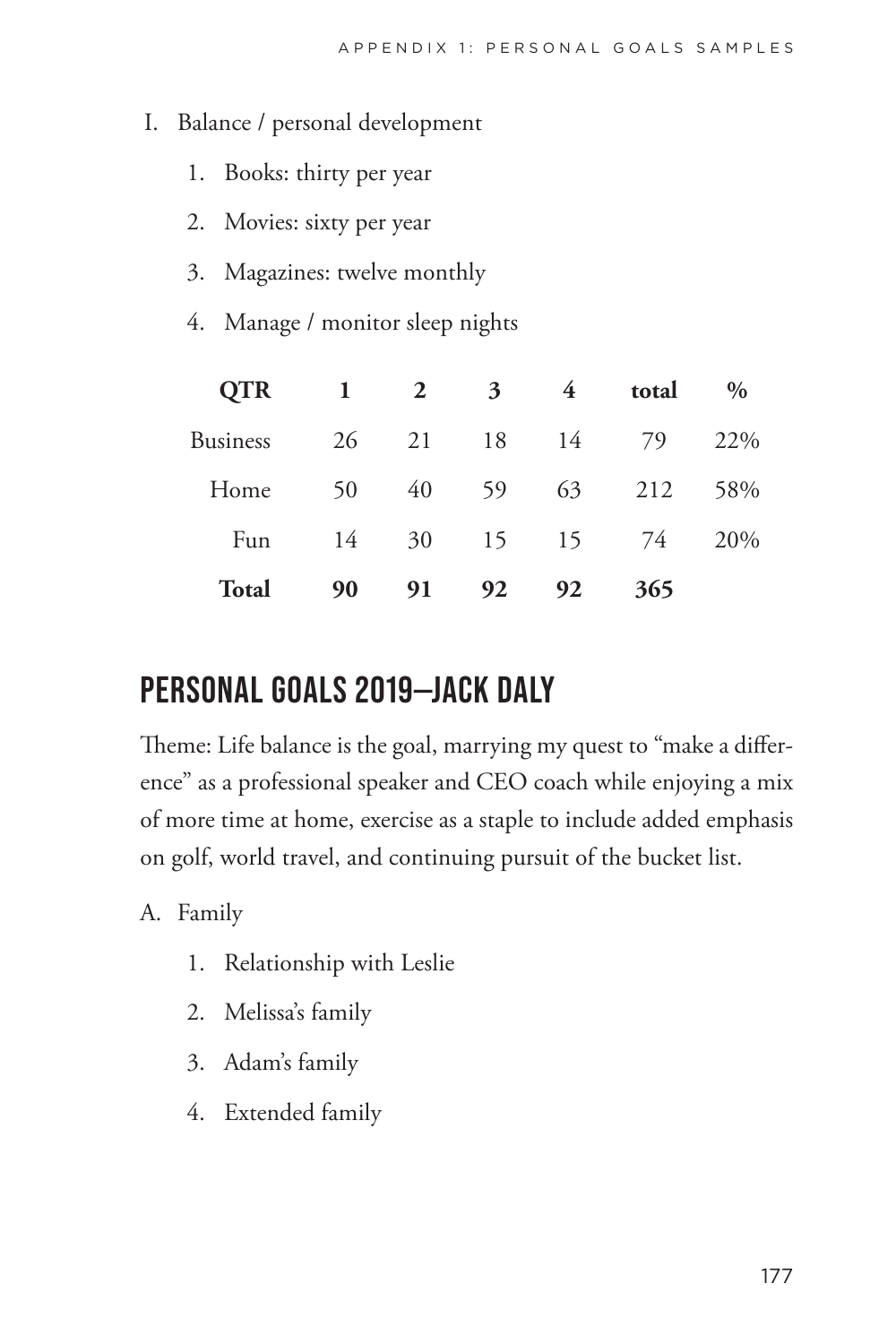I. Balance / personal development

1. Books: thirty per year
2. Movies: sixty per year
3. Magazines: twelve monthly
4. Manage / monitor sleep nights

| **QTR** | **1** | **2** | **3** | **4** | **total** | **%** |
|---|---|---|---|---|---|---|
| Business | 26 | 21 | 18 | 14 | 79 | 22% |
| Home | 50 | 40 | 59 | 63 | 212 | 58% |
| Fun | 14 | 30 | 15 | 15 | 74 | 20% |
| **Total** | **90** | **91** | **92** | **92** | **365** | |

## PERSONAL GOALS 2019—JACK DALY

Theme: Life balance is the goal, marrying my quest to "make a difference" as a professional speaker and CEO coach while enjoying a mix of more time at home, exercise as a staple to include added emphasis on golf, world travel, and continuing pursuit of the bucket list.

A. Family

1. Relationship with Leslie
2. Melissa's family
3. Adam's family
4. Extended family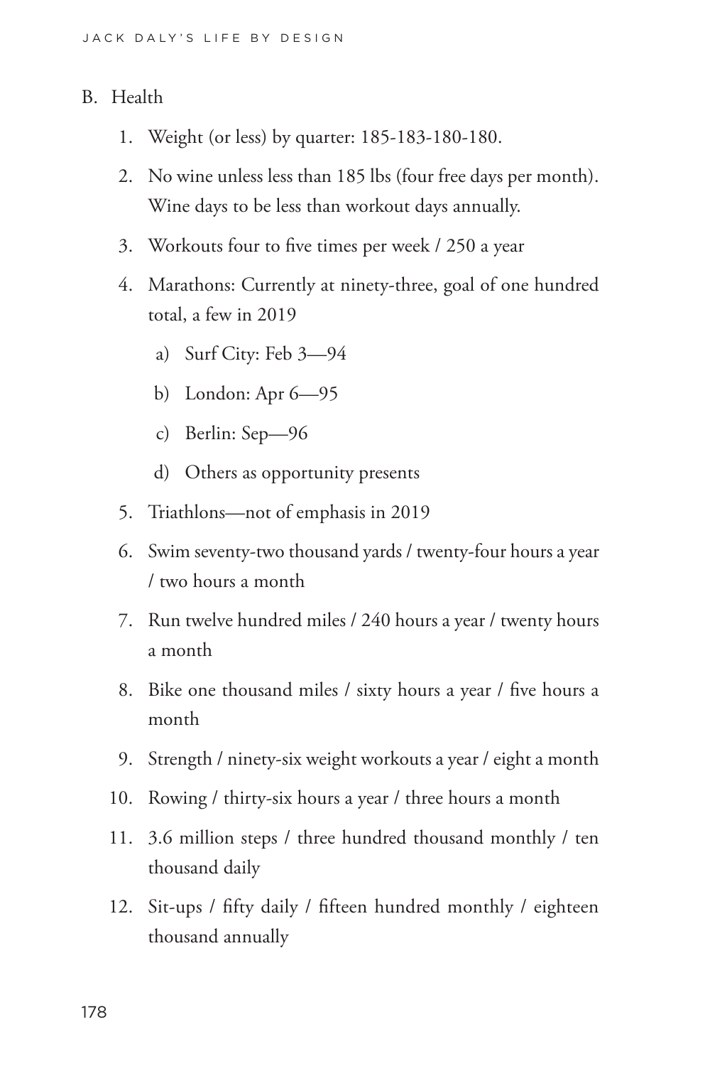B. Health

1. Weight (or less) by quarter: 185-183-180-180.
2. No wine unless less than 185 lbs (four free days per month). Wine days to be less than workout days annually.
3. Workouts four to five times per week / 250 a year
4. Marathons: Currently at ninety-three, goal of one hundred total, a few in 2019
    a) Surf City: Feb 3—94
    b) London: Apr 6—95
    c) Berlin: Sep—96
    d) Others as opportunity presents
5. Triathlons—not of emphasis in 2019
6. Swim seventy-two thousand yards / twenty-four hours a year / two hours a month
7. Run twelve hundred miles / 240 hours a year / twenty hours a month
8. Bike one thousand miles / sixty hours a year / five hours a month
9. Strength / ninety-six weight workouts a year / eight a month
10. Rowing / thirty-six hours a year / three hours a month
11. 3.6 million steps / three hundred thousand monthly / ten thousand daily
12. Sit-ups / fifty daily / fifteen hundred monthly / eighteen thousand annually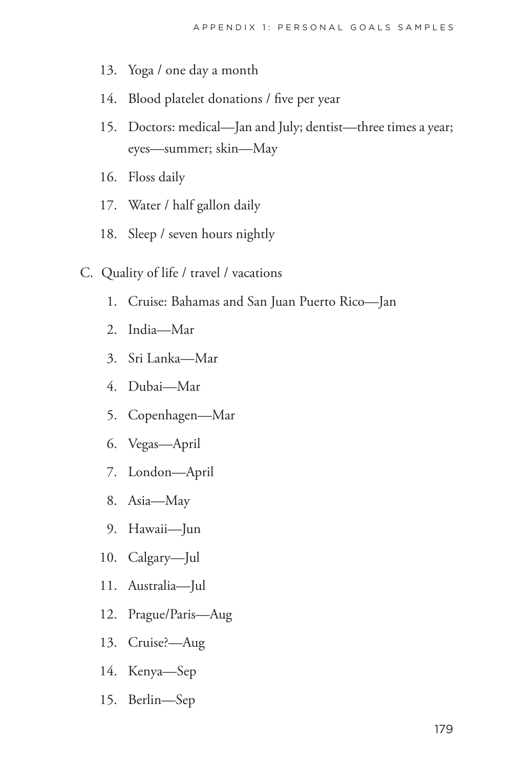13. Yoga / one day a month
14. Blood platelet donations / five per year
15. Doctors: medical—Jan and July; dentist—three times a year; eyes—summer; skin—May
16. Floss daily
17. Water / half gallon daily
18. Sleep / seven hours nightly

C. Quality of life / travel / vacations

1. Cruise: Bahamas and San Juan Puerto Rico—Jan
2. India—Mar
3. Sri Lanka—Mar
4. Dubai—Mar
5. Copenhagen—Mar
6. Vegas—April
7. London—April
8. Asia—May
9. Hawaii—Jun
10. Calgary—Jul
11. Australia—Jul
12. Prague/Paris—Aug
13. Cruise?—Aug
14. Kenya—Sep
15. Berlin—Sep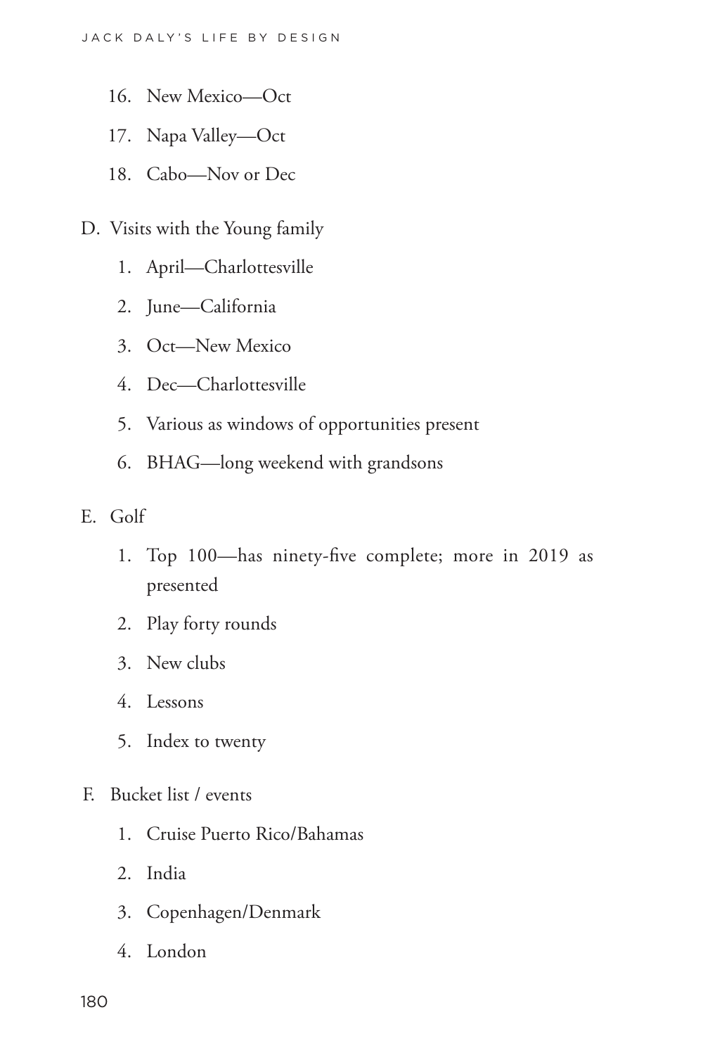16. New Mexico—Oct
17. Napa Valley—Oct
18. Cabo—Nov or Dec

D. Visits with the Young family

1. April—Charlottesville
2. June—California
3. Oct—New Mexico
4. Dec—Charlottesville
5. Various as windows of opportunities present
6. BHAG—long weekend with grandsons

E. Golf

1. Top 100—has ninety-five complete; more in 2019 as presented
2. Play forty rounds
3. New clubs
4. Lessons
5. Index to twenty

F. Bucket list / events

1. Cruise Puerto Rico/Bahamas
2. India
3. Copenhagen/Denmark
4. London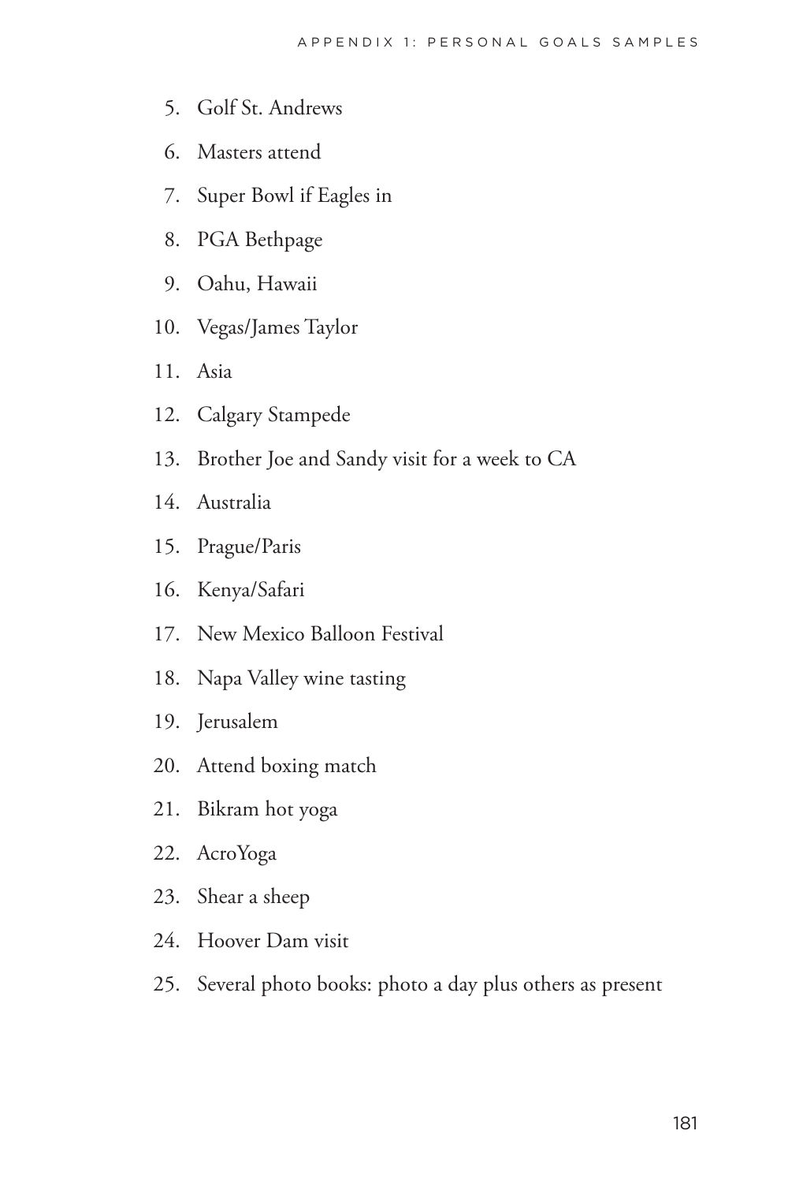5. Golf St. Andrews
6. Masters attend
7. Super Bowl if Eagles in
8. PGA Bethpage
9. Oahu, Hawaii
10. Vegas/James Taylor
11. Asia
12. Calgary Stampede
13. Brother Joe and Sandy visit for a week to CA
14. Australia
15. Prague/Paris
16. Kenya/Safari
17. New Mexico Balloon Festival
18. Napa Valley wine tasting
19. Jerusalem
20. Attend boxing match
21. Bikram hot yoga
22. AcroYoga
23. Shear a sheep
24. Hoover Dam visit
25. Several photo books: photo a day plus others as present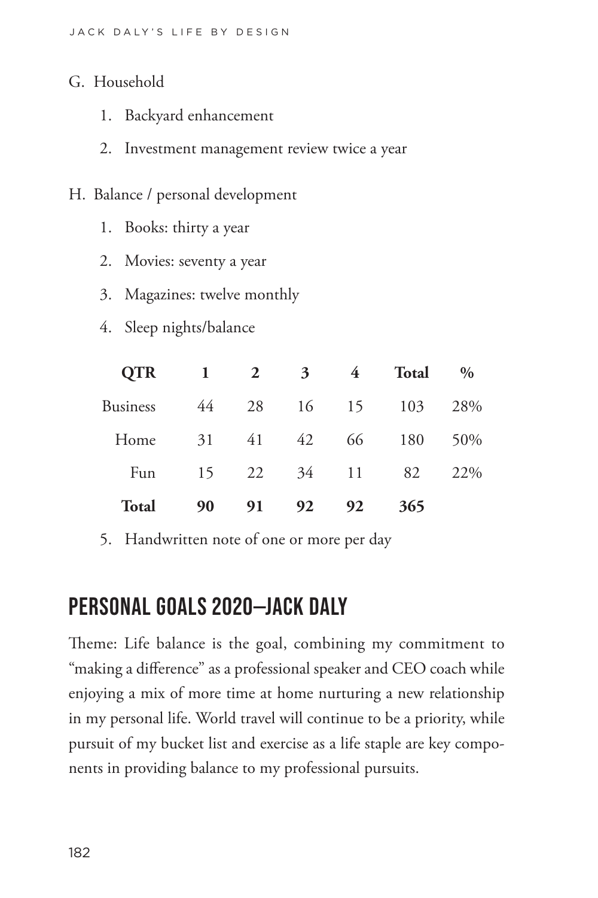G. Household

1. Backyard enhancement
2. Investment management review twice a year

H. Balance / personal development

1. Books: thirty a year
2. Movies: seventy a year
3. Magazines: twelve monthly
4. Sleep nights/balance

| QTR | 1 | 2 | 3 | 4 | Total | % |
|---|---|---|---|---|---|---|
| Business | 44 | 28 | 16 | 15 | 103 | 28% |
| Home | 31 | 41 | 42 | 66 | 180 | 50% |
| Fun | 15 | 22 | 34 | 11 | 82 | 22% |
| **Total** | **90** | **91** | **92** | **92** | **365** | |

5. Handwritten note of one or more per day

## PERSONAL GOALS 2020—JACK DALY

Theme: Life balance is the goal, combining my commitment to "making a difference" as a professional speaker and CEO coach while enjoying a mix of more time at home nurturing a new relationship in my personal life. World travel will continue to be a priority, while pursuit of my bucket list and exercise as a life staple are key components in providing balance to my professional pursuits.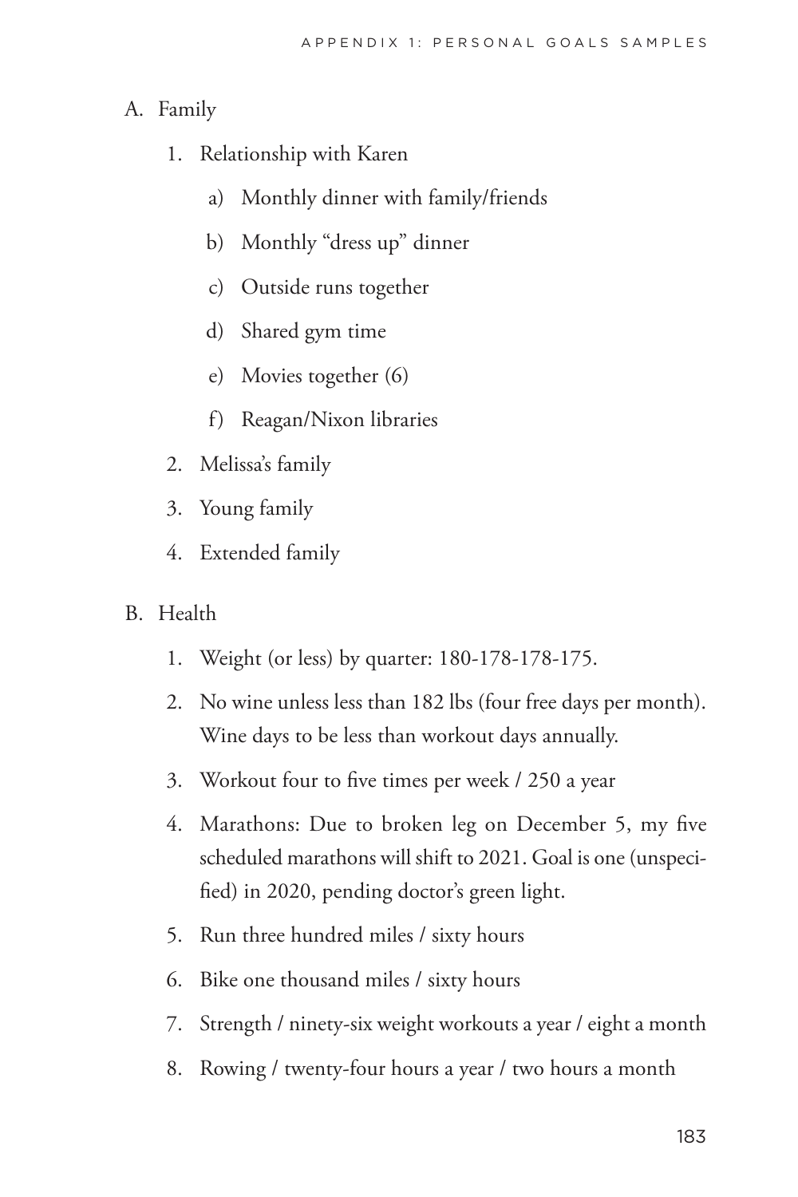A. Family

   1. Relationship with Karen

      a) Monthly dinner with family/friends

      b) Monthly "dress up" dinner

      c) Outside runs together

      d) Shared gym time

      e) Movies together (6)

      f) Reagan/Nixon libraries

   2. Melissa's family

   3. Young family

   4. Extended family

B. Health

   1. Weight (or less) by quarter: 180-178-178-175.

   2. No wine unless less than 182 lbs (four free days per month). Wine days to be less than workout days annually.

   3. Workout four to five times per week / 250 a year

   4. Marathons: Due to broken leg on December 5, my five scheduled marathons will shift to 2021. Goal is one (unspecified) in 2020, pending doctor's green light.

   5. Run three hundred miles / sixty hours

   6. Bike one thousand miles / sixty hours

   7. Strength / ninety-six weight workouts a year / eight a month

   8. Rowing / twenty-four hours a year / two hours a month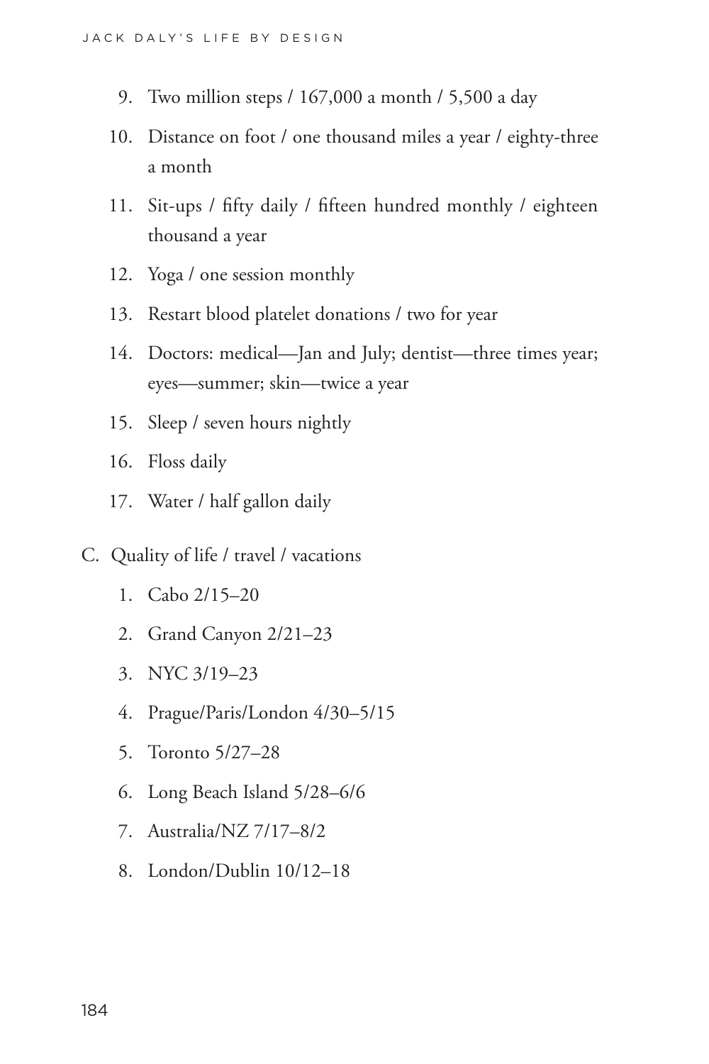9. Two million steps / 167,000 a month / 5,500 a day
10. Distance on foot / one thousand miles a year / eighty-three a month
11. Sit-ups / fifty daily / fifteen hundred monthly / eighteen thousand a year
12. Yoga / one session monthly
13. Restart blood platelet donations / two for year
14. Doctors: medical—Jan and July; dentist—three times year; eyes—summer; skin—twice a year
15. Sleep / seven hours nightly
16. Floss daily
17. Water / half gallon daily

C. Quality of life / travel / vacations

1. Cabo 2/15–20
2. Grand Canyon 2/21–23
3. NYC 3/19–23
4. Prague/Paris/London 4/30–5/15
5. Toronto 5/27–28
6. Long Beach Island 5/28–6/6
7. Australia/NZ 7/17–8/2
8. London/Dublin 10/12–18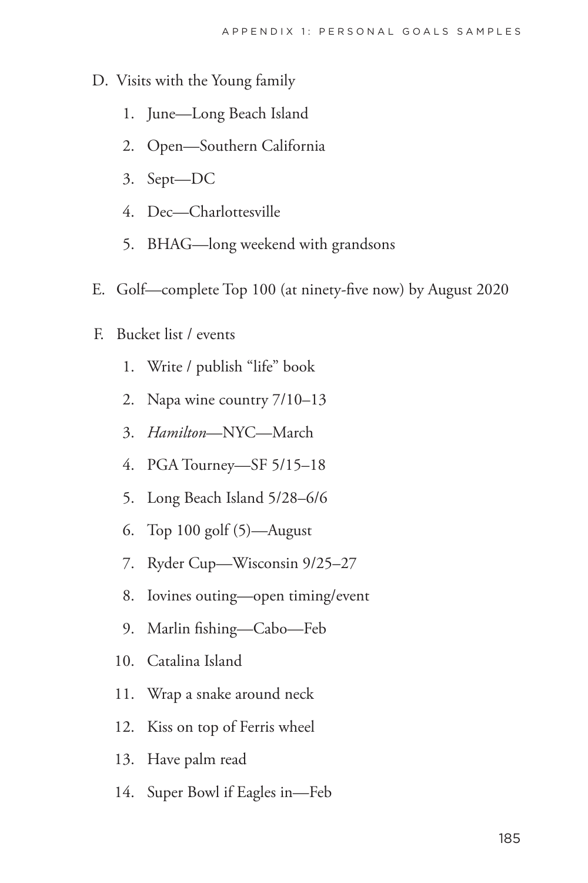D. Visits with the Young family

    1. June—Long Beach Island
    2. Open—Southern California
    3. Sept—DC
    4. Dec—Charlottesville
    5. BHAG—long weekend with grandsons

E. Golf—complete Top 100 (at ninety-five now) by August 2020

F. Bucket list / events

    1. Write / publish “life” book
    2. Napa wine country 7/10–13
    3. *Hamilton*—NYC—March
    4. PGA Tourney—SF 5/15–18
    5. Long Beach Island 5/28–6/6
    6. Top 100 golf (5)—August
    7. Ryder Cup—Wisconsin 9/25–27
    8. Iovines outing—open timing/event
    9. Marlin fishing—Cabo—Feb
    10. Catalina Island
    11. Wrap a snake around neck
    12. Kiss on top of Ferris wheel
    13. Have palm read
    14. Super Bowl if Eagles in—Feb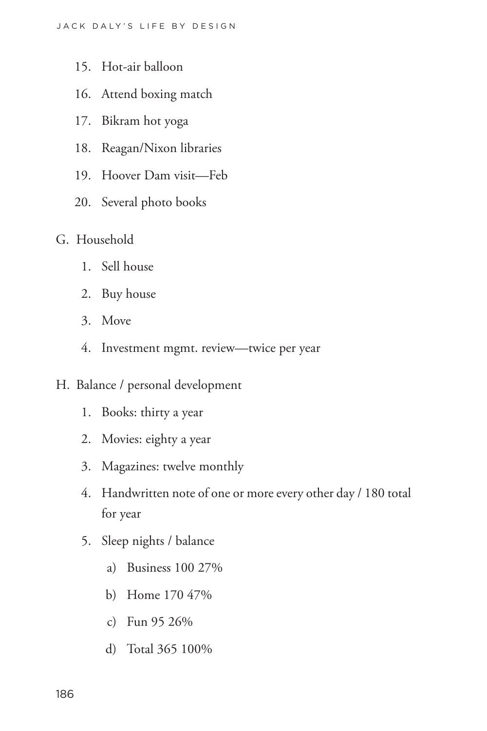15. Hot-air balloon
16. Attend boxing match
17. Bikram hot yoga
18. Reagan/Nixon libraries
19. Hoover Dam visit—Feb
20. Several photo books

G. Household

1. Sell house
2. Buy house
3. Move
4. Investment mgmt. review—twice per year

H. Balance / personal development

1. Books: thirty a year
2. Movies: eighty a year
3. Magazines: twelve monthly
4. Handwritten note of one or more every other day / 180 total for year
5. Sleep nights / balance
    a) Business 100 27%
    b) Home 170 47%
    c) Fun 95 26%
    d) Total 365 100%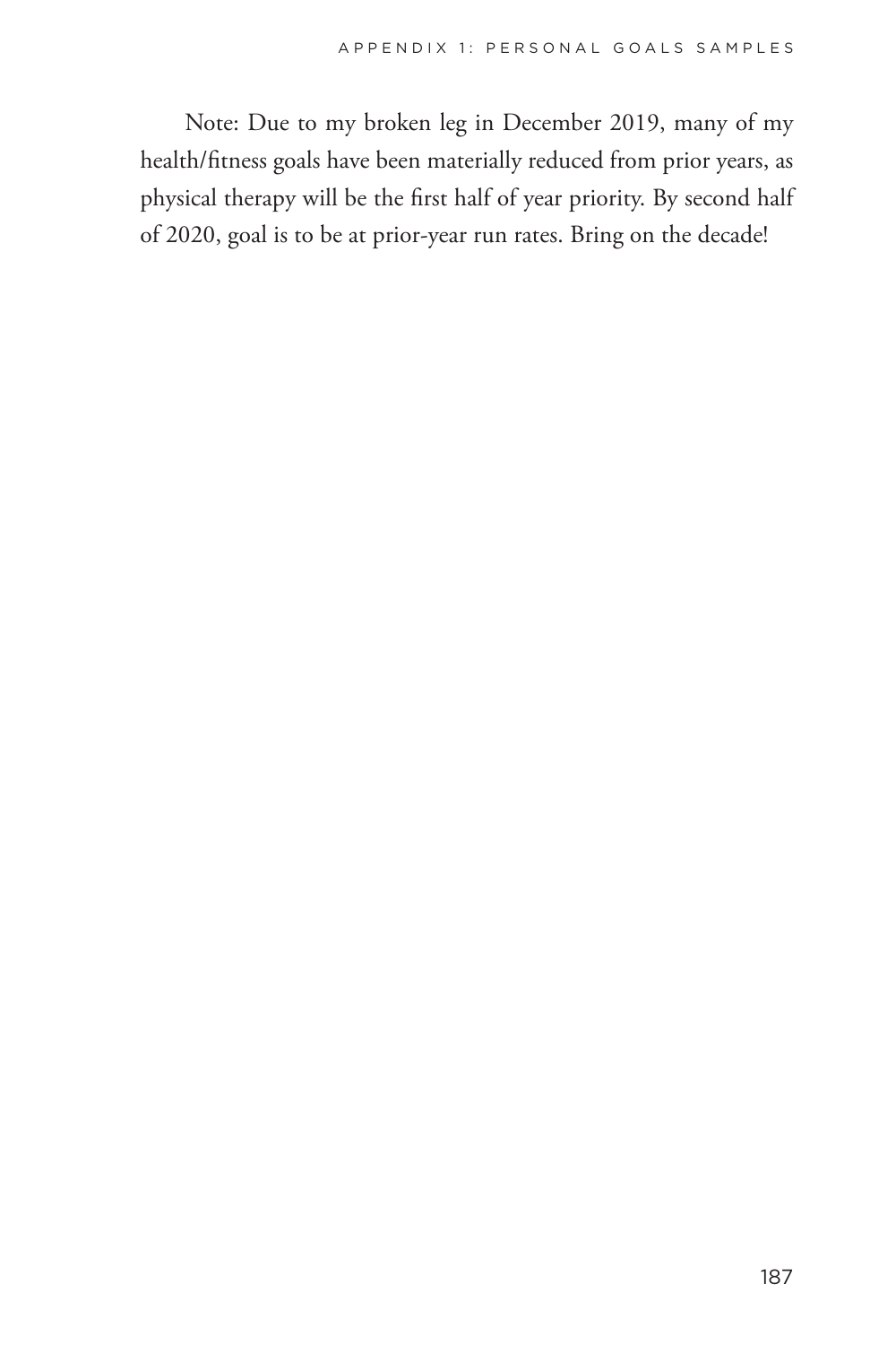Note: Due to my broken leg in December 2019, many of my health/fitness goals have been materially reduced from prior years, as physical therapy will be the first half of year priority. By second half of 2020, goal is to be at prior-year run rates. Bring on the decade!